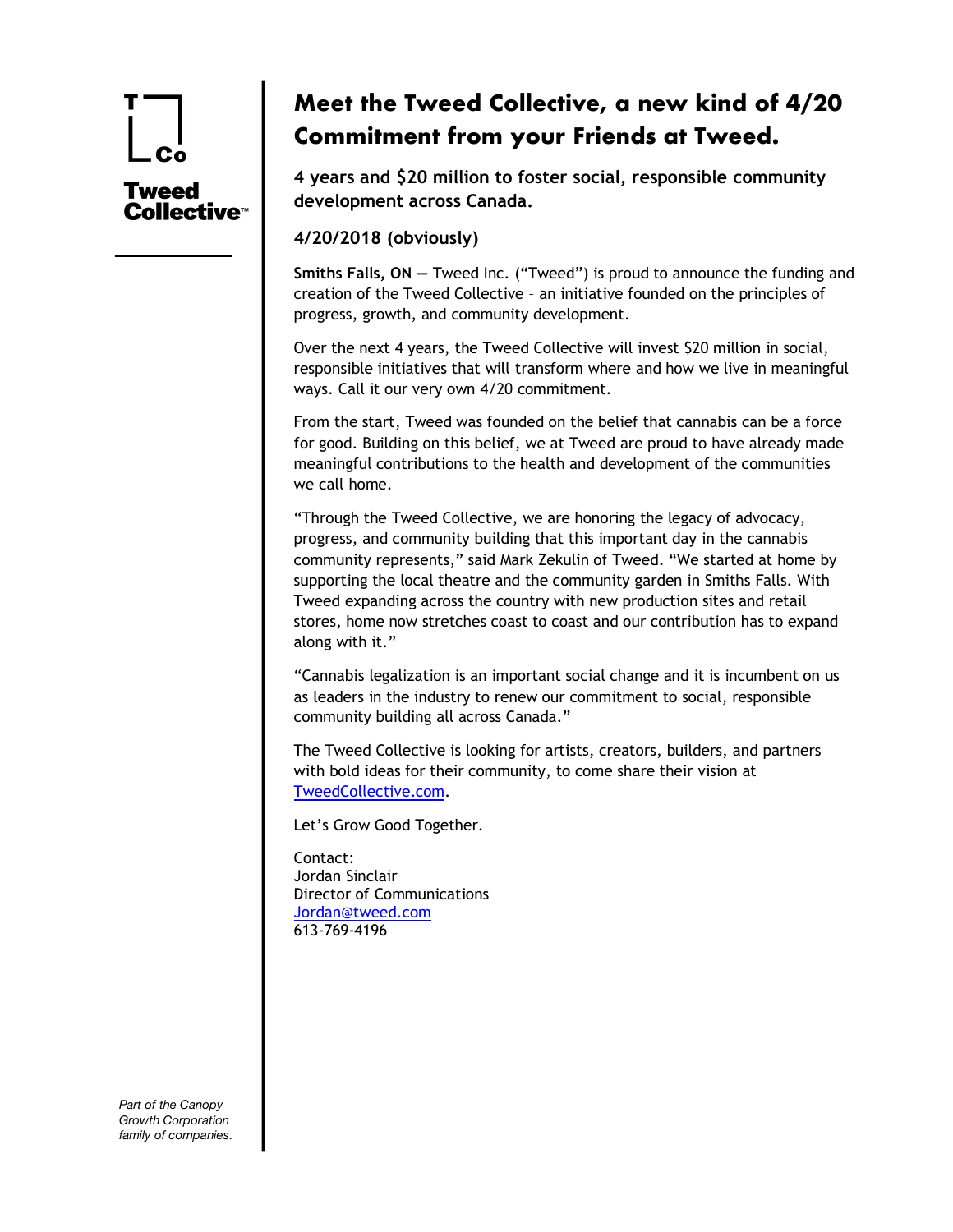**Tweed Collective**™

# Meet the Tweed Collective, a new kind of 4/20 Commitment from your Friends at Tweed.

### 4 years and $20 million to foster social, responsible community development across Canada.

### 4/20/2018 (obviously)

**Smiths Falls, ON —** Tweed Inc. ("Tweed") is proud to announce the funding and creation of the Tweed Collective – an initiative founded on the principles of progress, growth, and community development.

Over the next 4 years, the Tweed Collective will invest $20 million in social, responsible initiatives that will transform where and how we live in meaningful ways. Call it our very own 4/20 commitment.

From the start, Tweed was founded on the belief that cannabis can be a force for good. Building on this belief, we at Tweed are proud to have already made meaningful contributions to the health and development of the communities we call home.

"Through the Tweed Collective, we are honoring the legacy of advocacy, progress, and community building that this important day in the cannabis community represents," said Mark Zekulin of Tweed. "We started at home by supporting the local theatre and the community garden in Smiths Falls. With Tweed expanding across the country with new production sites and retail stores, home now stretches coast to coast and our contribution has to expand along with it."

"Cannabis legalization is an important social change and it is incumbent on us as leaders in the industry to renew our commitment to social, responsible community building all across Canada."

The Tweed Collective is looking for artists, creators, builders, and partners with bold ideas for their community, to come share their vision at TweedCollective.com.

Let's Grow Good Together.

Contact:
Jordan Sinclair
Director of Communications
Jordan@tweed.com
613-769-4196

*Part of the Canopy Growth Corporation family of companies.*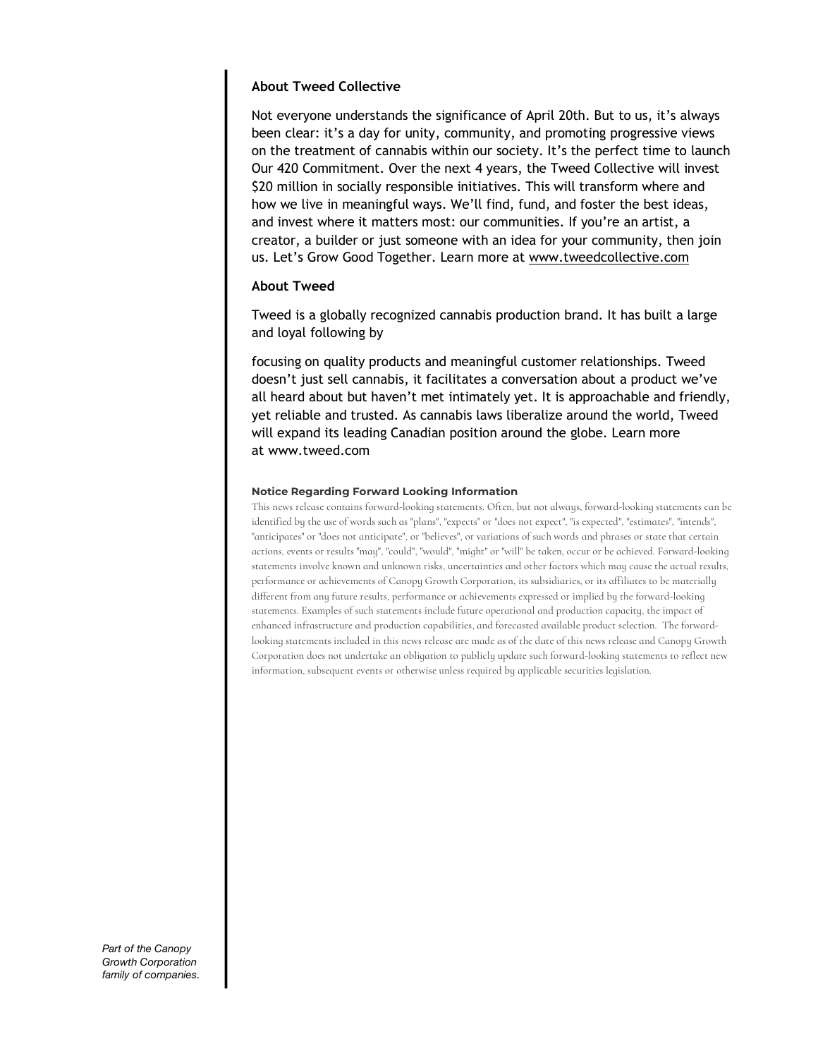**About Tweed Collective**

Not everyone understands the significance of April 20th. But to us, it's always been clear: it's a day for unity, community, and promoting progressive views on the treatment of cannabis within our society. It's the perfect time to launch Our 420 Commitment. Over the next 4 years, the Tweed Collective will invest $20 million in socially responsible initiatives. This will transform where and how we live in meaningful ways. We'll find, fund, and foster the best ideas, and invest where it matters most: our communities. If you're an artist, a creator, a builder or just someone with an idea for your community, then join us. Let's Grow Good Together. Learn more at www.tweedcollective.com

**About Tweed**

Tweed is a globally recognized cannabis production brand. It has built a large and loyal following by

focusing on quality products and meaningful customer relationships. Tweed doesn't just sell cannabis, it facilitates a conversation about a product we've all heard about but haven't met intimately yet. It is approachable and friendly, yet reliable and trusted. As cannabis laws liberalize around the world, Tweed will expand its leading Canadian position around the globe. Learn more at www.tweed.com

**Notice Regarding Forward Looking Information**

This news release contains forward-looking statements. Often, but not always, forward-looking statements can be identified by the use of words such as "plans", "expects" or "does not expect", "is expected", "estimates", "intends", "anticipates" or "does not anticipate", or "believes", or variations of such words and phrases or state that certain actions, events or results "may", "could", "would", "might" or "will" be taken, occur or be achieved. Forward-looking statements involve known and unknown risks, uncertainties and other factors which may cause the actual results, performance or achievements of Canopy Growth Corporation, its subsidiaries, or its affiliates to be materially different from any future results, performance or achievements expressed or implied by the forward-looking statements. Examples of such statements include future operational and production capacity, the impact of enhanced infrastructure and production capabilities, and forecasted available product selection. The forward-looking statements included in this news release are made as of the date of this news release and Canopy Growth Corporation does not undertake an obligation to publicly update such forward-looking statements to reflect new information, subsequent events or otherwise unless required by applicable securities legislation.

*Part of the Canopy Growth Corporation family of companies.*